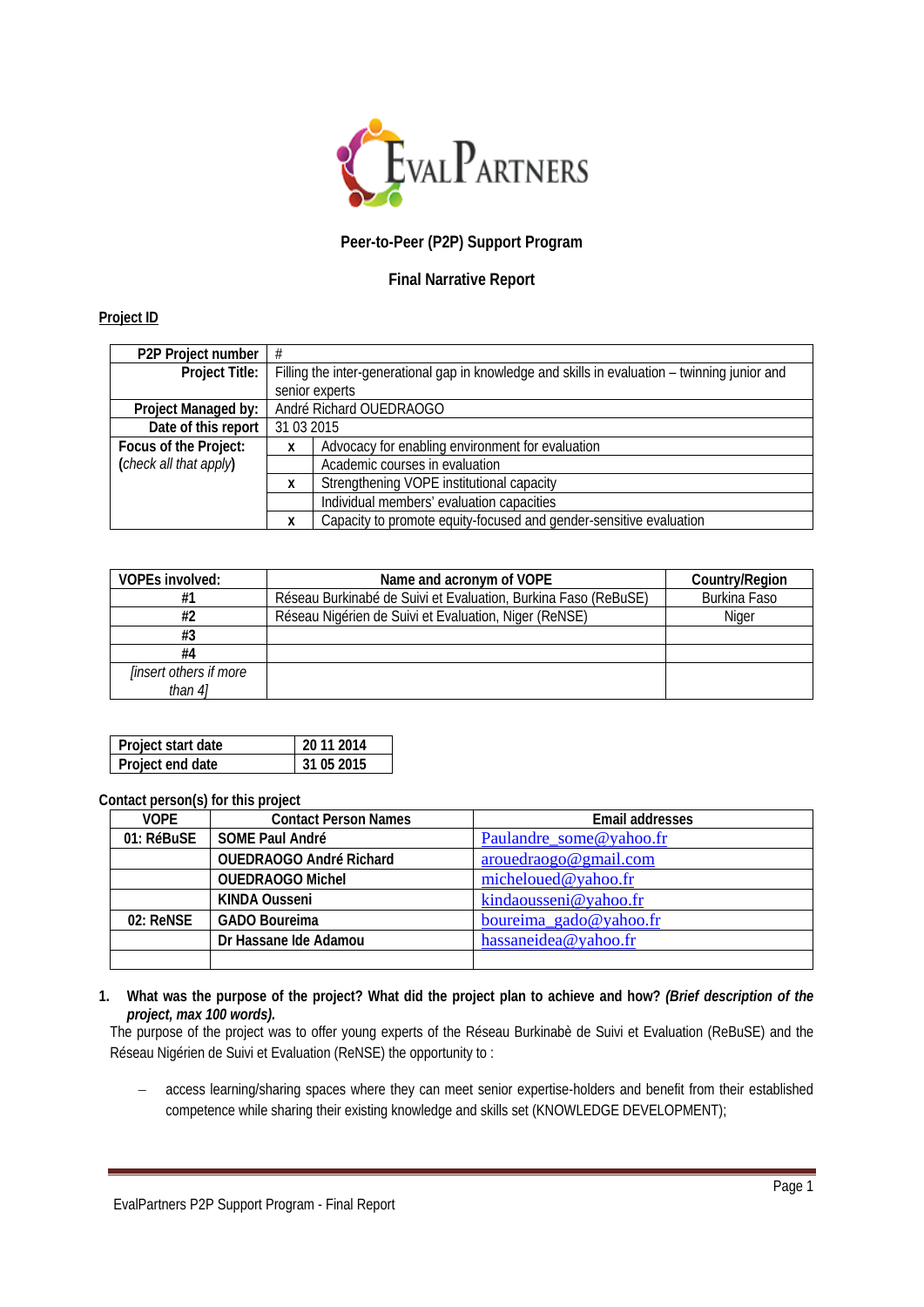EvalPartners

**Peer-to-Peer (P2P) Support Program**

**Final Narrative Report**

**Project ID**

| **P2P Project number** | # | |
|---|---|---|
| **Project Title:** | Filling the inter-generational gap in knowledge and skills in evaluation – twinning junior and senior experts | |
| **Project Managed by:** | André Richard OUEDRAOGO | |
| **Date of this report** | 31 03 2015 | |
| **Focus of the Project:** (*check all that apply*) | x | Advocacy for enabling environment for evaluation |
| | | Academic courses in evaluation |
| | x | Strengthening VOPE institutional capacity |
| | | Individual members' evaluation capacities |
| | x | Capacity to promote equity-focused and gender-sensitive evaluation |

| **VOPEs involved:** | **Name and acronym of VOPE** | **Country/Region** |
|---|---|---|
| **#1** | Réseau Burkinabé de Suivi et Evaluation, Burkina Faso (ReBuSE) | Burkina Faso |
| **#2** | Réseau Nigérien de Suivi et Evaluation, Niger (ReNSE) | Niger |
| **#3** | | |
| **#4** | | |
| *[insert others if more than 4]* | | |

| **Project start date** | **20 11 2014** |
|---|---|
| **Project end date** | **31 05 2015** |

**Contact person(s) for this project**

| **VOPE** | **Contact Person Names** | **Email addresses** |
|---|---|---|
| **01: RéBuSE** | **SOME Paul André** | Paulandre_some@yahoo.fr |
| | **OUEDRAOGO André Richard** | arouedraogo@gmail.com |
| | **OUEDRAOGO Michel** | micheloued@yahoo.fr |
| | **KINDA Ousseni** | kindaousseni@yahoo.fr |
| **02: ReNSE** | **GADO Boureima** | boureima_gado@yahoo.fr |
| | **Dr Hassane Ide Adamou** | hassaneidea@yahoo.fr |
| | | |

1. **What was the purpose of the project? What did the project plan to achieve and how? *(Brief description of the project, max 100 words).***

The purpose of the project was to offer young experts of the Réseau Burkinabè de Suivi et Evaluation (ReBuSE) and the Réseau Nigérien de Suivi et Evaluation (ReNSE) the opportunity to :

- access learning/sharing spaces where they can meet senior expertise-holders and benefit from their established competence while sharing their existing knowledge and skills set (KNOWLEDGE DEVELOPMENT);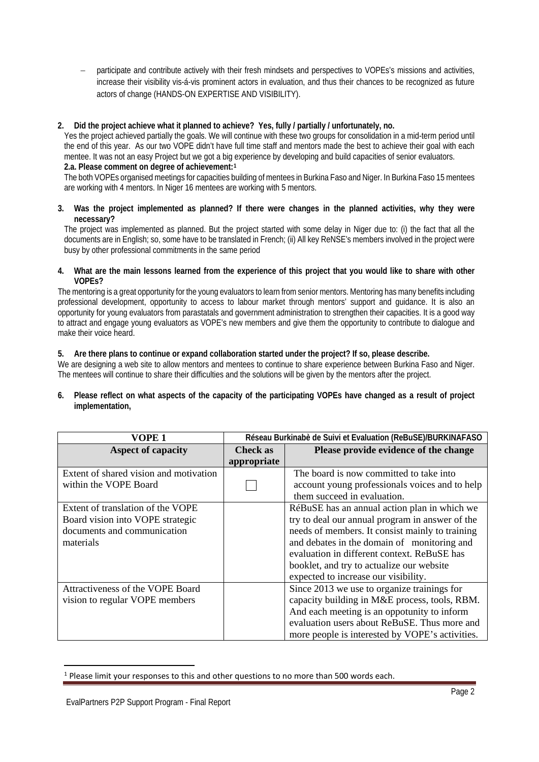- participate and contribute actively with their fresh mindsets and perspectives to VOPEs's missions and activities, increase their visibility vis-á-vis prominent actors in evaluation, and thus their chances to be recognized as future actors of change (HANDS-ON EXPERTISE AND VISIBILITY).

**2. Did the project achieve what it planned to achieve? Yes, fully / partially / unfortunately, no.**

Yes the project achieved partially the goals. We will continue with these two groups for consolidation in a mid-term period until the end of this year. As our two VOPE didn't have full time staff and mentors made the best to achieve their goal with each mentee. It was not an easy Project but we got a big experience by developing and build capacities of senior evaluators.

**2.a. Please comment on degree of achievement:**[1]

The both VOPEs organised meetings for capacities building of mentees in Burkina Faso and Niger. In Burkina Faso 15 mentees are working with 4 mentors. In Niger 16 mentees are working with 5 mentors.

**3. Was the project implemented as planned? If there were changes in the planned activities, why they were necessary?**

The project was implemented as planned. But the project started with some delay in Niger due to: (i) the fact that all the documents are in English; so, some have to be translated in French; (ii) All key ReNSE's members involved in the project were busy by other professional commitments in the same period

**4. What are the main lessons learned from the experience of this project that you would like to share with other VOPEs?**

The mentoring is a great opportunity for the young evaluators to learn from senior mentors. Mentoring has many benefits including professional development, opportunity to access to labour market through mentors' support and guidance. It is also an opportunity for young evaluators from parastatals and government administration to strengthen their capacities. It is a good way to attract and engage young evaluators as VOPE's new members and give them the opportunity to contribute to dialogue and make their voice heard.

**5. Are there plans to continue or expand collaboration started under the project? If so, please describe.**

We are designing a web site to allow mentors and mentees to continue to share experience between Burkina Faso and Niger. The mentees will continue to share their difficulties and the solutions will be given by the mentors after the project.

**6. Please reflect on what aspects of the capacity of the participating VOPEs have changed as a result of project implementation,**

| VOPE 1 | Réseau Burkinabè de Suivi et Evaluation (ReBuSE)/BURKINAFASO | |
|---|---|---|
| **Aspect of capacity** | **Check as appropriate** | **Please provide evidence of the change** |
| Extent of shared vision and motivation within the VOPE Board | ☐ | The board is now committed to take into account young professionals voices and to help them succeed in evaluation. |
| Extent of translation of the VOPE Board vision into VOPE strategic documents and communication materials | | RéBuSE has an annual action plan in which we try to deal our annual program in answer of the needs of members. It consist mainly to training and debates in the domain of monitoring and evaluation in different context. ReBuSE has booklet, and try to actualize our website expected to increase our visibility. |
| Attractiveness of the VOPE Board vision to regular VOPE members | | Since 2013 we use to organize trainings for capacity building in M&E process, tools, RBM. And each meeting is an oppotunity to inform evaluation users about ReBuSE. Thus more and more people is interested by VOPE's activities. |

[1] Please limit your responses to this and other questions to no more than 500 words each.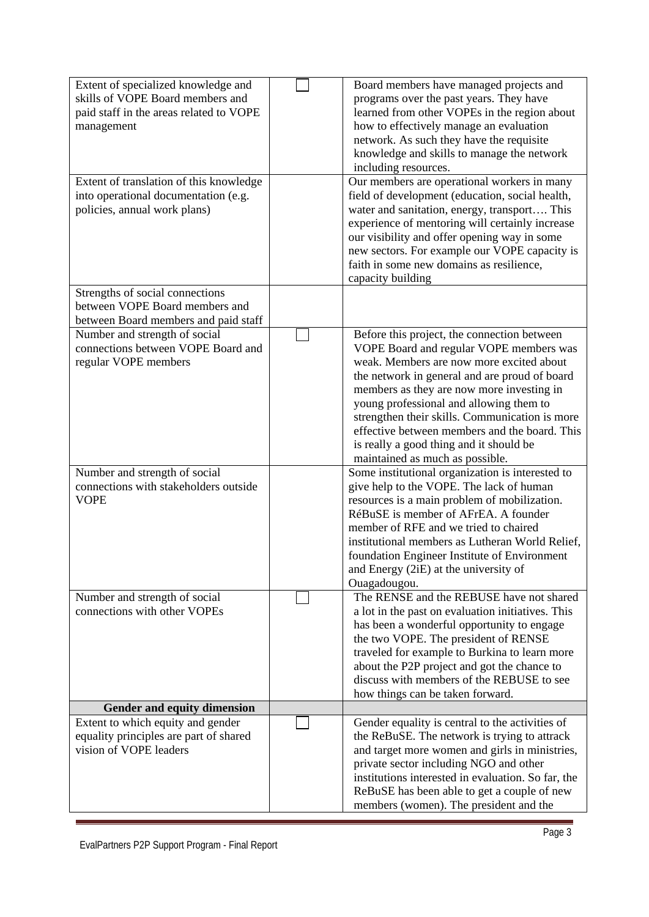| | | |
|---|---|---|
| Extent of specialized knowledge and skills of VOPE Board members and paid staff in the areas related to VOPE management | ☐ | Board members have managed projects and programs over the past years. They have learned from other VOPEs in the region about how to effectively manage an evaluation network. As such they have the requisite knowledge and skills to manage the network including resources. |
| Extent of translation of this knowledge into operational documentation (e.g. policies, annual work plans) | | Our members are operational workers in many field of development (education, social health, water and sanitation, energy, transport…. This experience of mentoring will certainly increase our visibility and offer opening way in some new sectors. For example our VOPE capacity is faith in some new domains as resilience, capacity building |
| Strengths of social connections between VOPE Board members and between Board members and paid staff | | |
| Number and strength of social connections between VOPE Board and regular VOPE members | ☐ | Before this project, the connection between VOPE Board and regular VOPE members was weak. Members are now more excited about the network in general and are proud of board members as they are now more investing in young professional and allowing them to strengthen their skills. Communication is more effective between members and the board. This is really a good thing and it should be maintained as much as possible. |
| Number and strength of social connections with stakeholders outside VOPE | | Some institutional organization is interested to give help to the VOPE. The lack of human resources is a main problem of mobilization. RéBuSE is member of AFrEA. A founder member of RFE and we tried to chaired institutional members as Lutheran World Relief, foundation Engineer Institute of Environment and Energy (2iE) at the university of Ouagadougou. |
| Number and strength of social connections with other VOPEs | ☐ | The RENSE and the REBUSE have not shared a lot in the past on evaluation initiatives. This has been a wonderful opportunity to engage the two VOPE. The president of RENSE traveled for example to Burkina to learn more about the P2P project and got the chance to discuss with members of the REBUSE to see how things can be taken forward. |
| **Gender and equity dimension** | | |
| Extent to which equity and gender equality principles are part of shared vision of VOPE leaders | ☐ | Gender equality is central to the activities of the ReBuSE. The network is trying to attract and target more women and girls in ministries, private sector including NGO and other institutions interested in evaluation. So far, the ReBuSE has been able to get a couple of new members (women). The president and the |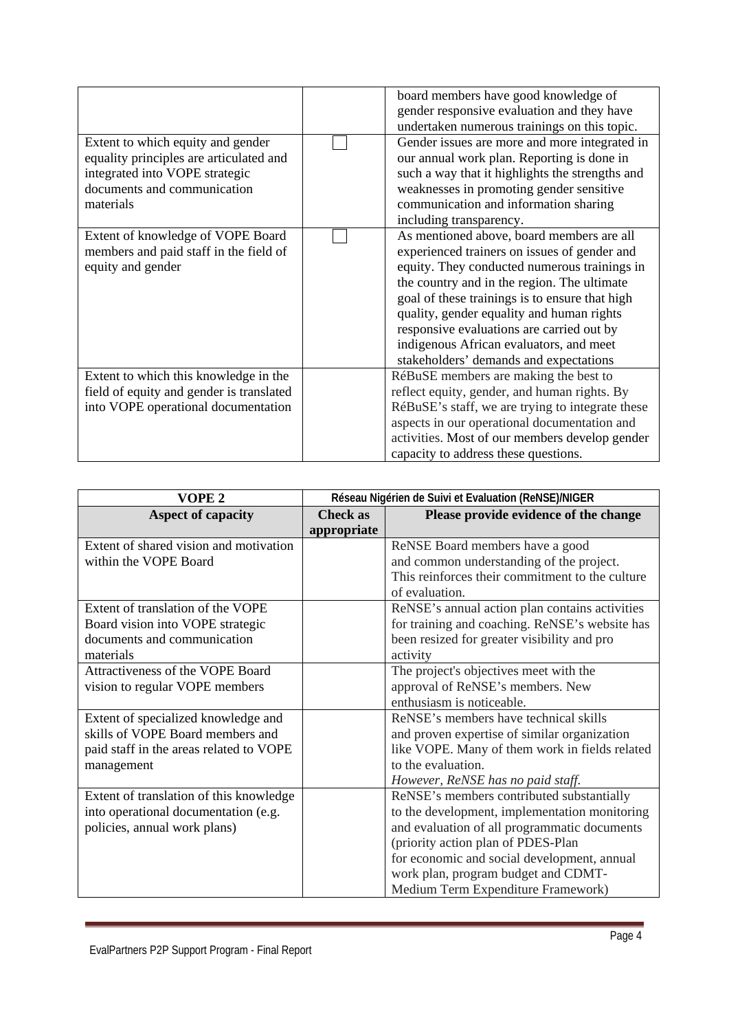| | | |
|---|---|---|
| | | board members have good knowledge of gender responsive evaluation and they have undertaken numerous trainings on this topic. |
| Extent to which equity and gender equality principles are articulated and integrated into VOPE strategic documents and communication materials | ☐ | Gender issues are more and more integrated in our annual work plan. Reporting is done in such a way that it highlights the strengths and weaknesses in promoting gender sensitive communication and information sharing including transparency. |
| Extent of knowledge of VOPE Board members and paid staff in the field of equity and gender | ☐ | As mentioned above, board members are all experienced trainers on issues of gender and equity. They conducted numerous trainings in the country and in the region. The ultimate goal of these trainings is to ensure that high quality, gender equality and human rights responsive evaluations are carried out by indigenous African evaluators, and meet stakeholders' demands and expectations |
| Extent to which this knowledge in the field of equity and gender is translated into VOPE operational documentation | | RéBuSE members are making the best to reflect equity, gender, and human rights. By RéBuSE's staff, we are trying to integrate these aspects in our operational documentation and activities. Most of our members develop gender capacity to address these questions. |

| **VOPE 2** | **Réseau Nigérien de Suivi et Evaluation (ReNSE)/NIGER** | |
|---|---|---|
| **Aspect of capacity** | **Check as appropriate** | **Please provide evidence of the change** |
| Extent of shared vision and motivation within the VOPE Board | | ReNSE Board members have a good and common understanding of the project. This reinforces their commitment to the culture of evaluation. |
| Extent of translation of the VOPE Board vision into VOPE strategic documents and communication materials | | ReNSE's annual action plan contains activities for training and coaching. ReNSE's website has been resized for greater visibility and pro activity |
| Attractiveness of the VOPE Board vision to regular VOPE members | | The project's objectives meet with the approval of ReNSE's members. New enthusiasm is noticeable. |
| Extent of specialized knowledge and skills of VOPE Board members and paid staff in the areas related to VOPE management | | ReNSE's members have technical skills and proven expertise of similar organization like VOPE. Many of them work in fields related to the evaluation. *However, ReNSE has no paid staff.* |
| Extent of translation of this knowledge into operational documentation (e.g. policies, annual work plans) | | ReNSE's members contributed substantially to the development, implementation monitoring and evaluation of all programmatic documents (priority action plan of PDES-Plan for economic and social development, annual work plan, program budget and CDMT-Medium Term Expenditure Framework) |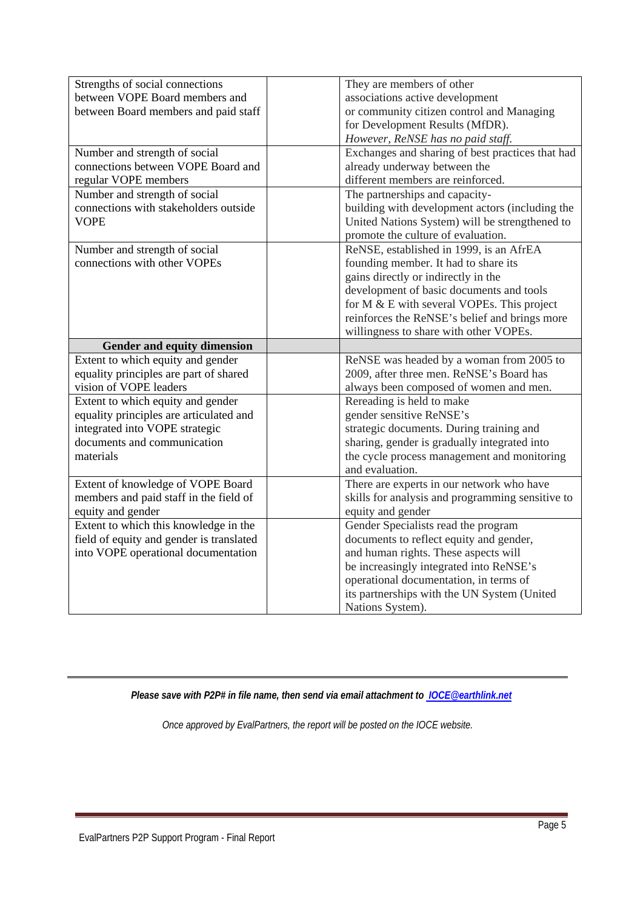| | | |
|---|---|---|
| Strengths of social connections between VOPE Board members and between Board members and paid staff | | They are members of other associations active development or community citizen control and Managing for Development Results (MfDR). *However, ReNSE has no paid staff.* |
| Number and strength of social connections between VOPE Board and regular VOPE members | | Exchanges and sharing of best practices that had already underway between the different members are reinforced. |
| Number and strength of social connections with stakeholders outside VOPE | | The partnerships and capacity-building with development actors (including the United Nations System) will be strengthened to promote the culture of evaluation. |
| Number and strength of social connections with other VOPEs | | ReNSE, established in 1999, is an AfrEA founding member. It had to share its gains directly or indirectly in the development of basic documents and tools for M & E with several VOPEs. This project reinforces the ReNSE's belief and brings more willingness to share with other VOPEs. |
| **Gender and equity dimension** | | |
| Extent to which equity and gender equality principles are part of shared vision of VOPE leaders | | ReNSE was headed by a woman from 2005 to 2009, after three men. ReNSE's Board has always been composed of women and men. |
| Extent to which equity and gender equality principles are articulated and integrated into VOPE strategic documents and communication materials | | Rereading is held to make gender sensitive ReNSE's strategic documents. During training and sharing, gender is gradually integrated into the cycle process management and monitoring and evaluation. |
| Extent of knowledge of VOPE Board members and paid staff in the field of equity and gender | | There are experts in our network who have skills for analysis and programming sensitive to equity and gender |
| Extent to which this knowledge in the field of equity and gender is translated into VOPE operational documentation | | Gender Specialists read the program documents to reflect equity and gender, and human rights. These aspects will be increasingly integrated into ReNSE's operational documentation, in terms of its partnerships with the UN System (United Nations System). |

***Please save with P2P# in file name, then send via email attachment to [IOCE@earthlink.net](mailto:IOCE@earthlink.net)***

*Once approved by EvalPartners, the report will be posted on the IOCE website.*